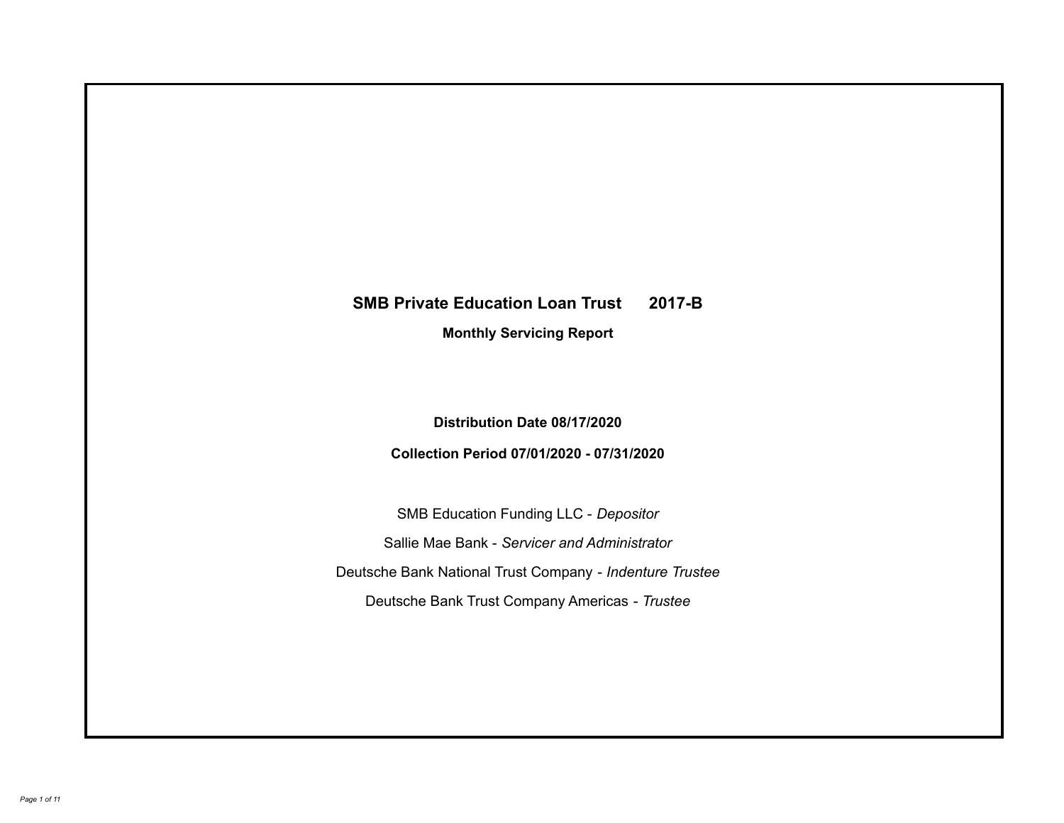# SMB Private Education Loan Trust 2017-B

**Monthly Servicing Report**

**Distribution Date 08/17/2020**

**Collection Period 07/01/2020 - 07/31/2020**

SMB Education Funding LLC - *Depositor*

Sallie Mae Bank - *Servicer and Administrator*

Deutsche Bank National Trust Company - *Indenture Trustee*

Deutsche Bank Trust Company Americas - *Trustee*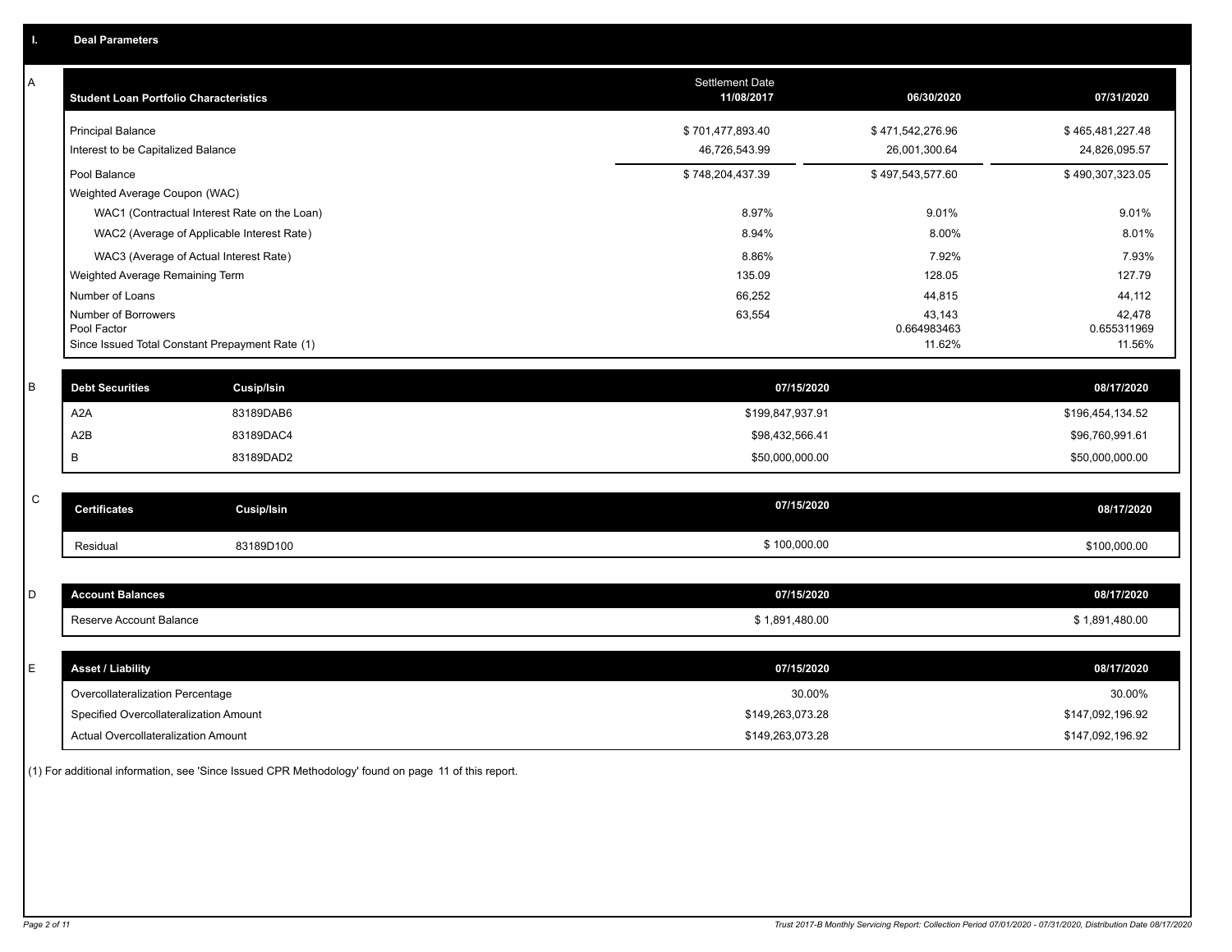# I. Deal Parameters

## A

| Student Loan Portfolio Characteristics | Settlement Date 11/08/2017 | 06/30/2020 | 07/31/2020 |
| --- | --- | --- | --- |
| Principal Balance | $ 701,477,893.40 | $ 471,542,276.96 | $ 465,481,227.48 |
| Interest to be Capitalized Balance | 46,726,543.99 | 26,001,300.64 | 24,826,095.57 |
| Pool Balance | $ 748,204,437.39 | $ 497,543,577.60 | $ 490,307,323.05 |
| Weighted Average Coupon (WAC) | | | |
| WAC1 (Contractual Interest Rate on the Loan) | 8.97% | 9.01% | 9.01% |
| WAC2 (Average of Applicable Interest Rate) | 8.94% | 8.00% | 8.01% |
| WAC3 (Average of Actual Interest Rate) | 8.86% | 7.92% | 7.93% |
| Weighted Average Remaining Term | 135.09 | 128.05 | 127.79 |
| Number of Loans | 66,252 | 44,815 | 44,112 |
| Number of Borrowers | 63,554 | 43,143 | 42,478 |
| Pool Factor | | 0.664983463 | 0.655311969 |
| Since Issued Total Constant Prepayment Rate (1) | | 11.62% | 11.56% |

## B

| Debt Securities | Cusip/Isin | 07/15/2020 | 08/17/2020 |
| --- | --- | --- | --- |
| A2A | 83189DAB6 | $199,847,937.91 | $196,454,134.52 |
| A2B | 83189DAC4 | $98,432,566.41 | $96,760,991.61 |
| B | 83189DAD2 | $50,000,000.00 | $50,000,000.00 |

## C

| Certificates | Cusip/Isin | 07/15/2020 | 08/17/2020 |
| --- | --- | --- | --- |
| Residual | 83189D100 | $ 100,000.00 | $100,000.00 |

## D

| Account Balances | 07/15/2020 | 08/17/2020 |
| --- | --- | --- |
| Reserve Account Balance | $ 1,891,480.00 | $ 1,891,480.00 |

## E

| Asset / Liability | 07/15/2020 | 08/17/2020 |
| --- | --- | --- |
| Overcollateralization Percentage | 30.00% | 30.00% |
| Specified Overcollateralization Amount | $149,263,073.28 | $147,092,196.92 |
| Actual Overcollateralization Amount | $149,263,073.28 | $147,092,196.92 |

(1) For additional information, see 'Since Issued CPR Methodology' found on page 11 of this report.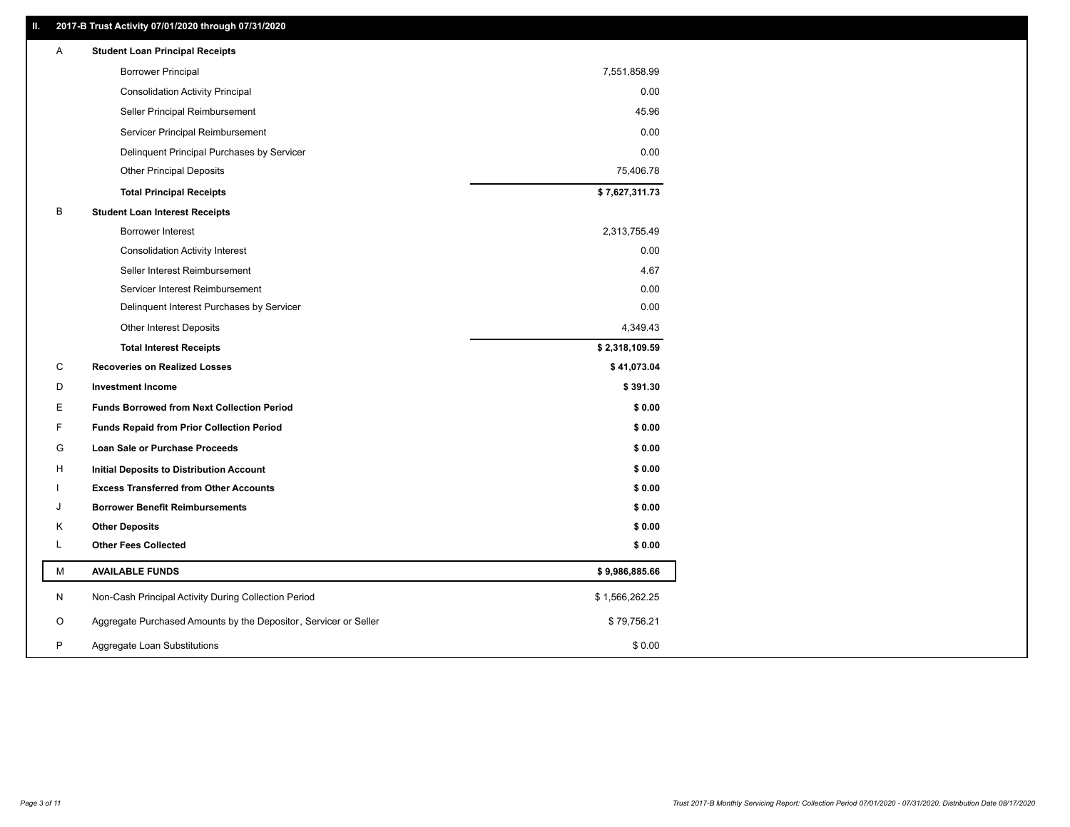## II. 2017-B Trust Activity 07/01/2020 through 07/31/2020

| | | |
|---|---|---|
| A | **Student Loan Principal Receipts** | |
| | Borrower Principal | 7,551,858.99 |
| | Consolidation Activity Principal | 0.00 |
| | Seller Principal Reimbursement | 45.96 |
| | Servicer Principal Reimbursement | 0.00 |
| | Delinquent Principal Purchases by Servicer | 0.00 |
| | Other Principal Deposits | 75,406.78 |
| | **Total Principal Receipts** | **$ 7,627,311.73** |
| B | **Student Loan Interest Receipts** | |
| | Borrower Interest | 2,313,755.49 |
| | Consolidation Activity Interest | 0.00 |
| | Seller Interest Reimbursement | 4.67 |
| | Servicer Interest Reimbursement | 0.00 |
| | Delinquent Interest Purchases by Servicer | 0.00 |
| | Other Interest Deposits | 4,349.43 |
| | **Total Interest Receipts** | **$ 2,318,109.59** |
| C | **Recoveries on Realized Losses** | **$ 41,073.04** |
| D | **Investment Income** | **$ 391.30** |
| E | **Funds Borrowed from Next Collection Period** | **$ 0.00** |
| F | **Funds Repaid from Prior Collection Period** | **$ 0.00** |
| G | **Loan Sale or Purchase Proceeds** | **$ 0.00** |
| H | **Initial Deposits to Distribution Account** | **$ 0.00** |
| I | **Excess Transferred from Other Accounts** | **$ 0.00** |
| J | **Borrower Benefit Reimbursements** | **$ 0.00** |
| K | **Other Deposits** | **$ 0.00** |
| L | **Other Fees Collected** | **$ 0.00** |
| M | **AVAILABLE FUNDS** | **$ 9,986,885.66** |
| N | Non-Cash Principal Activity During Collection Period | $ 1,566,262.25 |
| O | Aggregate Purchased Amounts by the Depositor, Servicer or Seller | $ 79,756.21 |
| P | Aggregate Loan Substitutions | $ 0.00 |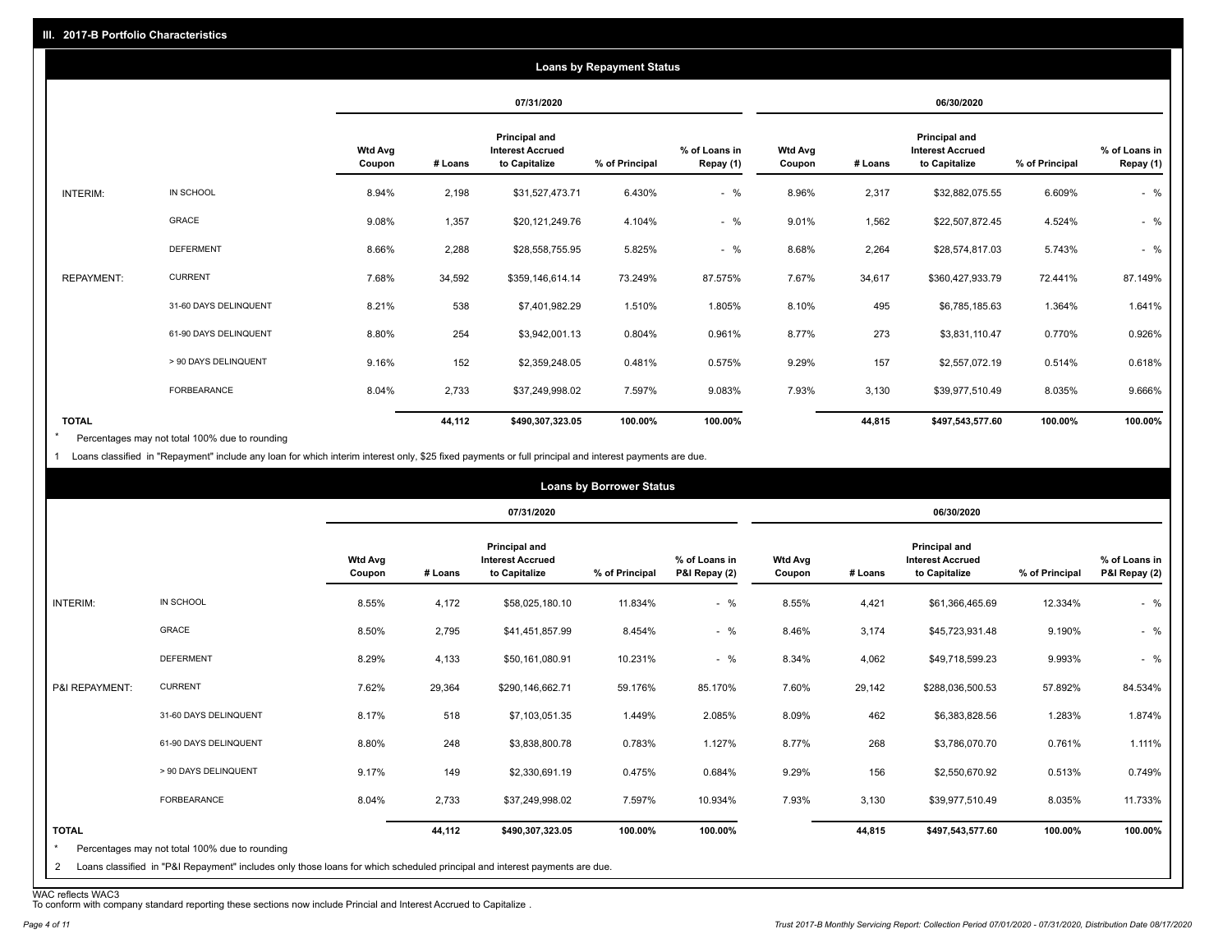## III. 2017-B Portfolio Characteristics

### Loans by Repayment Status

| | | 07/31/2020 | | | | | 06/30/2020 | | | | |
|---|---|---|---|---|---|---|---|---|---|---|---|
| | | Wtd Avg Coupon | # Loans | Principal and Interest Accrued to Capitalize | % of Principal | % of Loans in Repay (1) | Wtd Avg Coupon | # Loans | Principal and Interest Accrued to Capitalize | % of Principal | % of Loans in Repay (1) |
| INTERIM: | IN SCHOOL | 8.94% | 2,198 | $31,527,473.71 | 6.430% | - % | 8.96% | 2,317 | $32,882,075.55 | 6.609% | - % |
| | GRACE | 9.08% | 1,357 | $20,121,249.76 | 4.104% | - % | 9.01% | 1,562 | $22,507,872.45 | 4.524% | - % |
| | DEFERMENT | 8.66% | 2,288 | $28,558,755.95 | 5.825% | - % | 8.68% | 2,264 | $28,574,817.03 | 5.743% | - % |
| REPAYMENT: | CURRENT | 7.68% | 34,592 | $359,146,614.14 | 73.249% | 87.575% | 7.67% | 34,617 | $360,427,933.79 | 72.441% | 87.149% |
| | 31-60 DAYS DELINQUENT | 8.21% | 538 | $7,401,982.29 | 1.510% | 1.805% | 8.10% | 495 | $6,785,185.63 | 1.364% | 1.641% |
| | 61-90 DAYS DELINQUENT | 8.80% | 254 | $3,942,001.13 | 0.804% | 0.961% | 8.77% | 273 | $3,831,110.47 | 0.770% | 0.926% |
| | > 90 DAYS DELINQUENT | 9.16% | 152 | $2,359,248.05 | 0.481% | 0.575% | 9.29% | 157 | $2,557,072.19 | 0.514% | 0.618% |
| | FORBEARANCE | 8.04% | 2,733 | $37,249,998.02 | 7.597% | 9.083% | 7.93% | 3,130 | $39,977,510.49 | 8.035% | 9.666% |
| TOTAL | | | 44,112 | $490,307,323.05 | 100.00% | 100.00% | | 44,815 | $497,543,577.60 | 100.00% | 100.00% |

\* Percentages may not total 100% due to rounding

1 Loans classified in "Repayment" include any loan for which interim interest only, $25 fixed payments or full principal and interest payments are due.

### Loans by Borrower Status

| | | 07/31/2020 | | | | | 06/30/2020 | | | | |
|---|---|---|---|---|---|---|---|---|---|---|---|
| | | Wtd Avg Coupon | # Loans | Principal and Interest Accrued to Capitalize | % of Principal | % of Loans in P&I Repay (2) | Wtd Avg Coupon | # Loans | Principal and Interest Accrued to Capitalize | % of Principal | % of Loans in P&I Repay (2) |
| INTERIM: | IN SCHOOL | 8.55% | 4,172 | $58,025,180.10 | 11.834% | - % | 8.55% | 4,421 | $61,366,465.69 | 12.334% | - % |
| | GRACE | 8.50% | 2,795 | $41,451,857.99 | 8.454% | - % | 8.46% | 3,174 | $45,723,931.48 | 9.190% | - % |
| | DEFERMENT | 8.29% | 4,133 | $50,161,080.91 | 10.231% | - % | 8.34% | 4,062 | $49,718,599.23 | 9.993% | - % |
| P&I REPAYMENT: | CURRENT | 7.62% | 29,364 | $290,146,662.71 | 59.176% | 85.170% | 7.60% | 29,142 | $288,036,500.53 | 57.892% | 84.534% |
| | 31-60 DAYS DELINQUENT | 8.17% | 518 | $7,103,051.35 | 1.449% | 2.085% | 8.09% | 462 | $6,383,828.56 | 1.283% | 1.874% |
| | 61-90 DAYS DELINQUENT | 8.80% | 248 | $3,838,800.78 | 0.783% | 1.127% | 8.77% | 268 | $3,786,070.70 | 0.761% | 1.111% |
| | > 90 DAYS DELINQUENT | 9.17% | 149 | $2,330,691.19 | 0.475% | 0.684% | 9.29% | 156 | $2,550,670.92 | 0.513% | 0.749% |
| | FORBEARANCE | 8.04% | 2,733 | $37,249,998.02 | 7.597% | 10.934% | 7.93% | 3,130 | $39,977,510.49 | 8.035% | 11.733% |
| TOTAL | | | 44,112 | $490,307,323.05 | 100.00% | 100.00% | | 44,815 | $497,543,577.60 | 100.00% | 100.00% |

\* Percentages may not total 100% due to rounding

2 Loans classified in "P&I Repayment" includes only those loans for which scheduled principal and interest payments are due.

WAC reflects WAC3

To conform with company standard reporting these sections now include Princial and Interest Accrued to Capitalize .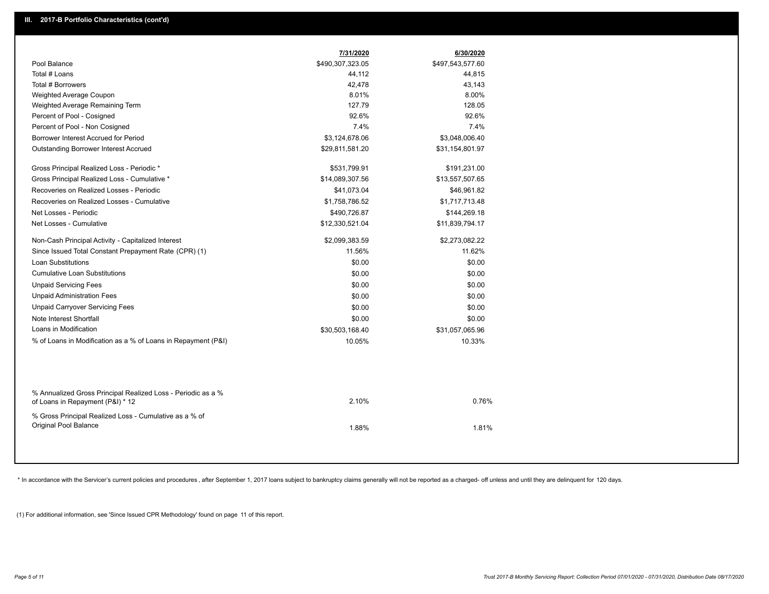## III. 2017-B Portfolio Characteristics (cont'd)

| | 7/31/2020 | 6/30/2020 |
|---|---|---|
| Pool Balance | $490,307,323.05 | $497,543,577.60 |
| Total # Loans | 44,112 | 44,815 |
| Total # Borrowers | 42,478 | 43,143 |
| Weighted Average Coupon | 8.01% | 8.00% |
| Weighted Average Remaining Term | 127.79 | 128.05 |
| Percent of Pool - Cosigned | 92.6% | 92.6% |
| Percent of Pool - Non Cosigned | 7.4% | 7.4% |
| Borrower Interest Accrued for Period | $3,124,678.06 | $3,048,006.40 |
| Outstanding Borrower Interest Accrued | $29,811,581.20 | $31,154,801.97 |
| Gross Principal Realized Loss - Periodic * | $531,799.91 | $191,231.00 |
| Gross Principal Realized Loss - Cumulative * | $14,089,307.56 | $13,557,507.65 |
| Recoveries on Realized Losses - Periodic | $41,073.04 | $46,961.82 |
| Recoveries on Realized Losses - Cumulative | $1,758,786.52 | $1,717,713.48 |
| Net Losses - Periodic | $490,726.87 | $144,269.18 |
| Net Losses - Cumulative | $12,330,521.04 | $11,839,794.17 |
| Non-Cash Principal Activity - Capitalized Interest | $2,099,383.59 | $2,273,082.22 |
| Since Issued Total Constant Prepayment Rate (CPR) (1) | 11.56% | 11.62% |
| Loan Substitutions | $0.00 | $0.00 |
| Cumulative Loan Substitutions | $0.00 | $0.00 |
| Unpaid Servicing Fees | $0.00 | $0.00 |
| Unpaid Administration Fees | $0.00 | $0.00 |
| Unpaid Carryover Servicing Fees | $0.00 | $0.00 |
| Note Interest Shortfall | $0.00 | $0.00 |
| Loans in Modification | $30,503,168.40 | $31,057,065.96 |
| % of Loans in Modification as a % of Loans in Repayment (P&I) | 10.05% | 10.33% |
| % Annualized Gross Principal Realized Loss - Periodic as a % of Loans in Repayment (P&I) * 12 | 2.10% | 0.76% |
| % Gross Principal Realized Loss - Cumulative as a % of Original Pool Balance | 1.88% | 1.81% |

* In accordance with the Servicer's current policies and procedures, after September 1, 2017 loans subject to bankruptcy claims generally will not be reported as a charged- off unless and until they are delinquent for 120 days.

(1) For additional information, see 'Since Issued CPR Methodology' found on page 11 of this report.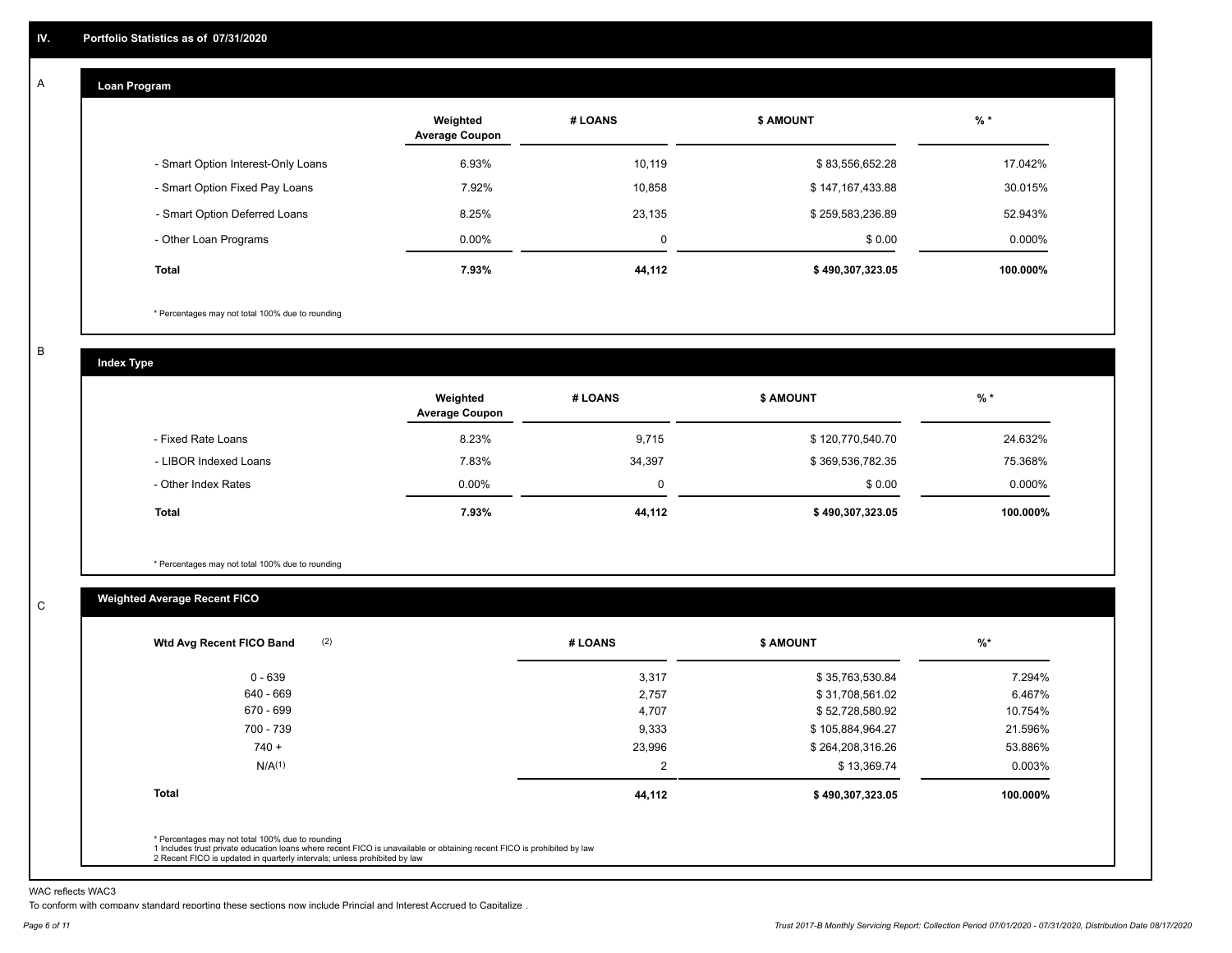## IV. Portfolio Statistics as of 07/31/2020

### A Loan Program

| | Weighted Average Coupon | # LOANS | $ AMOUNT | % * |
|---|---|---|---|---|
| - Smart Option Interest-Only Loans | 6.93% | 10,119 | $ 83,556,652.28 | 17.042% |
| - Smart Option Fixed Pay Loans | 7.92% | 10,858 | $ 147,167,433.88 | 30.015% |
| - Smart Option Deferred Loans | 8.25% | 23,135 | $ 259,583,236.89 | 52.943% |
| - Other Loan Programs | 0.00% | 0 | $ 0.00 | 0.000% |
| **Total** | **7.93%** | **44,112** | **$ 490,307,323.05** | **100.000%** |

* Percentages may not total 100% due to rounding

### B Index Type

| | Weighted Average Coupon | # LOANS | $ AMOUNT | % * |
|---|---|---|---|---|
| - Fixed Rate Loans | 8.23% | 9,715 | $ 120,770,540.70 | 24.632% |
| - LIBOR Indexed Loans | 7.83% | 34,397 | $ 369,536,782.35 | 75.368% |
| - Other Index Rates | 0.00% | 0 | $ 0.00 | 0.000% |
| **Total** | **7.93%** | **44,112** | **$ 490,307,323.05** | **100.000%** |

* Percentages may not total 100% due to rounding

### C Weighted Average Recent FICO

| Wtd Avg Recent FICO Band (2) | # LOANS | $ AMOUNT | %* |
|---|---|---|---|
| 0 - 639 | 3,317 | $ 35,763,530.84 | 7.294% |
| 640 - 669 | 2,757 | $ 31,708,561.02 | 6.467% |
| 670 - 699 | 4,707 | $ 52,728,580.92 | 10.754% |
| 700 - 739 | 9,333 | $ 105,884,964.27 | 21.596% |
| 740 + | 23,996 | $ 264,208,316.26 | 53.886% |
| N/A(1) | 2 | $ 13,369.74 | 0.003% |
| **Total** | **44,112** | **$ 490,307,323.05** | **100.000%** |

* Percentages may not total 100% due to rounding
1 Includes trust private education loans where recent FICO is unavailable or obtaining recent FICO is prohibited by law
2 Recent FICO is updated in quarterly intervals; unless prohibited by law

WAC reflects WAC3

To conform with company standard reporting these sections now include Princial and Interest Accrued to Capitalize .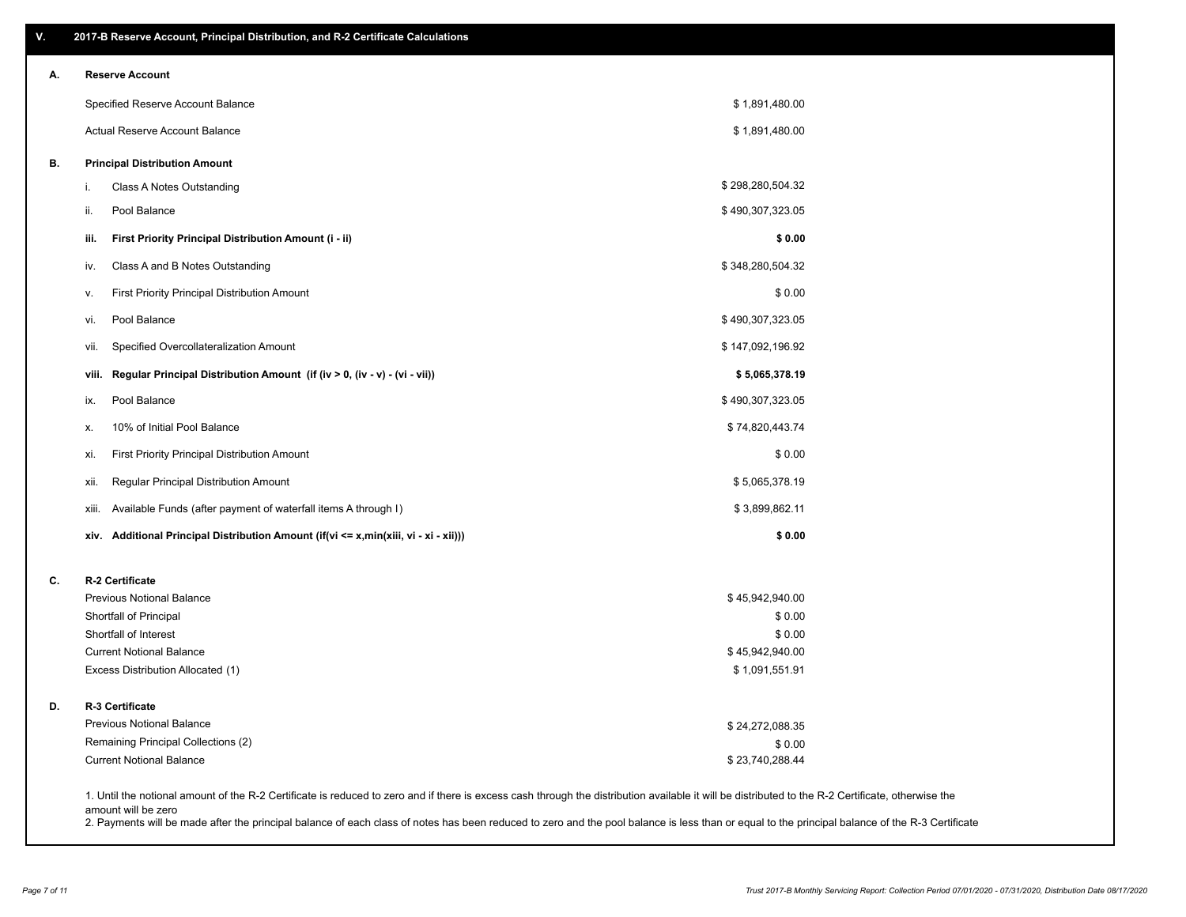## V. 2017-B Reserve Account, Principal Distribution, and R-2 Certificate Calculations

### A. Reserve Account

| | |
|---|---|
| Specified Reserve Account Balance | $ 1,891,480.00 |
| Actual Reserve Account Balance | $ 1,891,480.00 |

### B. Principal Distribution Amount

| | | |
|---|---|---|
| i. | Class A Notes Outstanding | $ 298,280,504.32 |
| ii. | Pool Balance | $ 490,307,323.05 |
| **iii.** | **First Priority Principal Distribution Amount (i - ii)** | **$ 0.00** |
| iv. | Class A and B Notes Outstanding | $ 348,280,504.32 |
| v. | First Priority Principal Distribution Amount | $ 0.00 |
| vi. | Pool Balance | $ 490,307,323.05 |
| vii. | Specified Overcollateralization Amount | $ 147,092,196.92 |
| **viii.** | **Regular Principal Distribution Amount (if (iv > 0, (iv - v) - (vi - vii))** | **$ 5,065,378.19** |
| ix. | Pool Balance | $ 490,307,323.05 |
| x. | 10% of Initial Pool Balance | $ 74,820,443.74 |
| xi. | First Priority Principal Distribution Amount | $ 0.00 |
| xii. | Regular Principal Distribution Amount | $ 5,065,378.19 |
| xiii. | Available Funds (after payment of waterfall items A through I) | $ 3,899,862.11 |
| **xiv.** | **Additional Principal Distribution Amount (if(vi <= x,min(xiii, vi - xi - xii)))** | **$ 0.00** |

### C. R-2 Certificate

| | |
|---|---|
| Previous Notional Balance | $ 45,942,940.00 |
| Shortfall of Principal | $ 0.00 |
| Shortfall of Interest | $ 0.00 |
| Current Notional Balance | $ 45,942,940.00 |
| Excess Distribution Allocated (1) | $ 1,091,551.91 |

### D. R-3 Certificate

| | |
|---|---|
| Previous Notional Balance | $ 24,272,088.35 |
| Remaining Principal Collections (2) | $ 0.00 |
| Current Notional Balance | $ 23,740,288.44 |

1. Until the notional amount of the R-2 Certificate is reduced to zero and if there is excess cash through the distribution available it will be distributed to the R-2 Certificate, otherwise the amount will be zero
2. Payments will be made after the principal balance of each class of notes has been reduced to zero and the pool balance is less than or equal to the principal balance of the R-3 Certificate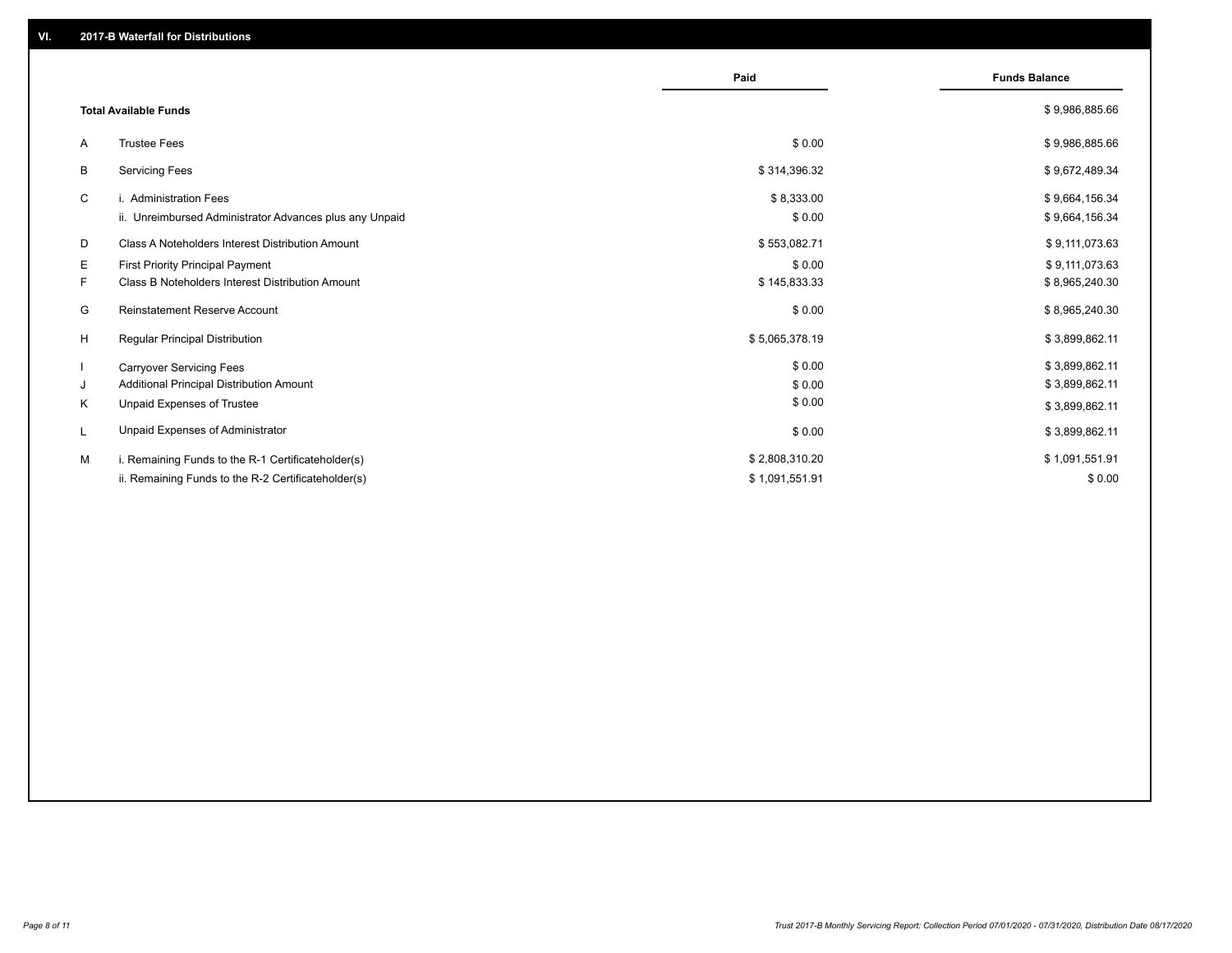## VI. 2017-B Waterfall for Distributions

| | | Paid | Funds Balance |
|---|---|---|---|
| | **Total Available Funds** | | $ 9,986,885.66 |
| A | Trustee Fees | $ 0.00 | $ 9,986,885.66 |
| B | Servicing Fees | $ 314,396.32 | $ 9,672,489.34 |
| C | i. Administration Fees | $ 8,333.00 | $ 9,664,156.34 |
| | ii. Unreimbursed Administrator Advances plus any Unpaid | $ 0.00 | $ 9,664,156.34 |
| D | Class A Noteholders Interest Distribution Amount | $ 553,082.71 | $ 9,111,073.63 |
| E | First Priority Principal Payment | $ 0.00 | $ 9,111,073.63 |
| F | Class B Noteholders Interest Distribution Amount | $ 145,833.33 | $ 8,965,240.30 |
| G | Reinstatement Reserve Account | $ 0.00 | $ 8,965,240.30 |
| H | Regular Principal Distribution | $ 5,065,378.19 | $ 3,899,862.11 |
| I | Carryover Servicing Fees | $ 0.00 | $ 3,899,862.11 |
| J | Additional Principal Distribution Amount | $ 0.00 | $ 3,899,862.11 |
| K | Unpaid Expenses of Trustee | $ 0.00 | $ 3,899,862.11 |
| L | Unpaid Expenses of Administrator | $ 0.00 | $ 3,899,862.11 |
| M | i. Remaining Funds to the R-1 Certificateholder(s) | $ 2,808,310.20 | $ 1,091,551.91 |
| | ii. Remaining Funds to the R-2 Certificateholder(s) | $ 1,091,551.91 | $ 0.00 |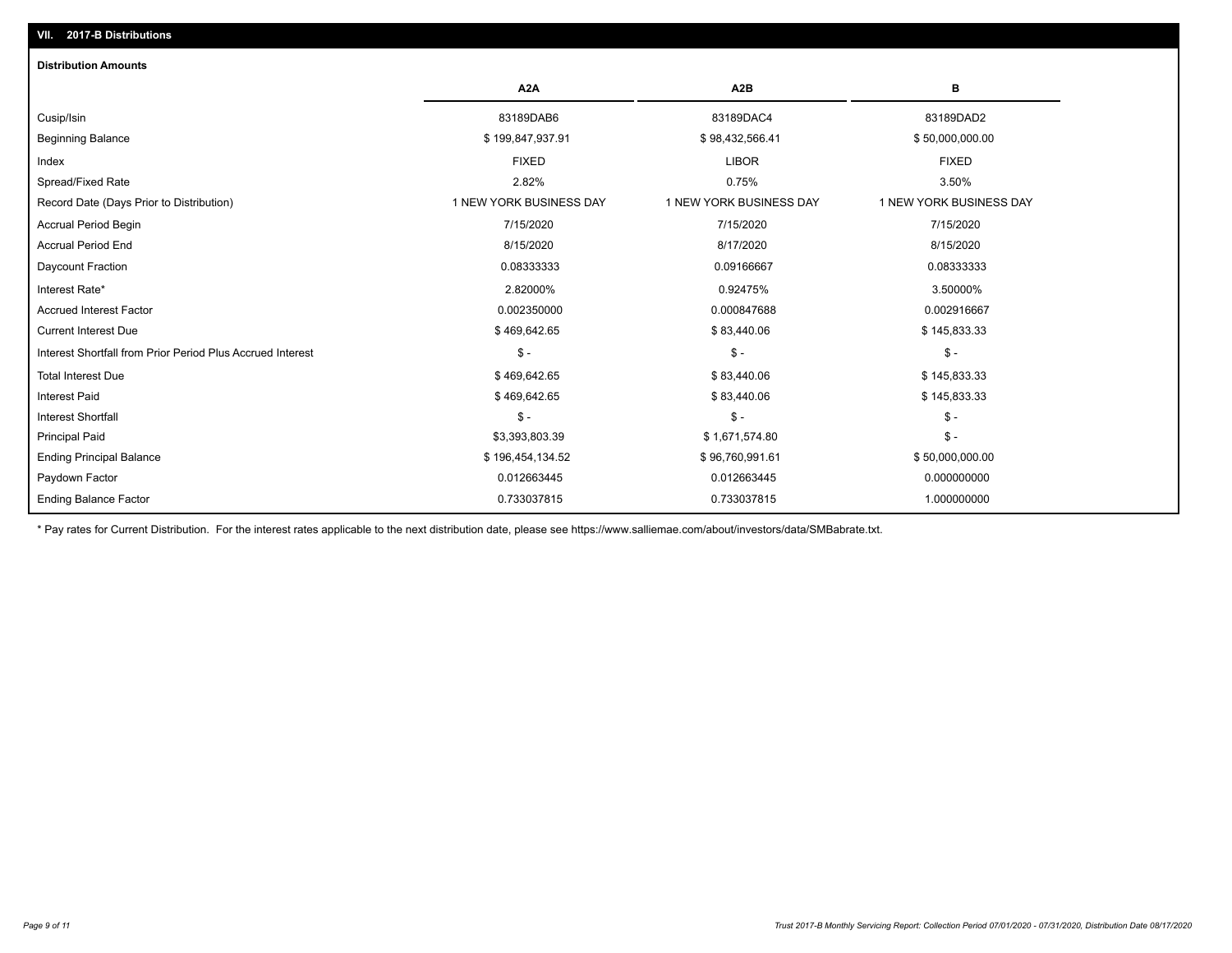## VII. 2017-B Distributions

### Distribution Amounts

| | A2A | A2B | B |
|---|---|---|---|
| Cusip/Isin | 83189DAB6 | 83189DAC4 | 83189DAD2 |
| Beginning Balance | $ 199,847,937.91 | $ 98,432,566.41 | $ 50,000,000.00 |
| Index | FIXED | LIBOR | FIXED |
| Spread/Fixed Rate | 2.82% | 0.75% | 3.50% |
| Record Date (Days Prior to Distribution) | 1 NEW YORK BUSINESS DAY | 1 NEW YORK BUSINESS DAY | 1 NEW YORK BUSINESS DAY |
| Accrual Period Begin | 7/15/2020 | 7/15/2020 | 7/15/2020 |
| Accrual Period End | 8/15/2020 | 8/17/2020 | 8/15/2020 |
| Daycount Fraction | 0.08333333 | 0.09166667 | 0.08333333 |
| Interest Rate* | 2.82000% | 0.92475% | 3.50000% |
| Accrued Interest Factor | 0.002350000 | 0.000847688 | 0.002916667 |
| Current Interest Due | $ 469,642.65 | $ 83,440.06 | $ 145,833.33 |
| Interest Shortfall from Prior Period Plus Accrued Interest | $ - | $ - | $ - |
| Total Interest Due | $ 469,642.65 | $ 83,440.06 | $ 145,833.33 |
| Interest Paid | $ 469,642.65 | $ 83,440.06 | $ 145,833.33 |
| Interest Shortfall | $ - | $ - | $ - |
| Principal Paid | $3,393,803.39 | $ 1,671,574.80 | $ - |
| Ending Principal Balance | $ 196,454,134.52 | $ 96,760,991.61 | $ 50,000,000.00 |
| Paydown Factor | 0.012663445 | 0.012663445 | 0.000000000 |
| Ending Balance Factor | 0.733037815 | 0.733037815 | 1.000000000 |

* Pay rates for Current Distribution. For the interest rates applicable to the next distribution date, please see https://www.salliemae.com/about/investors/data/SMBabrate.txt.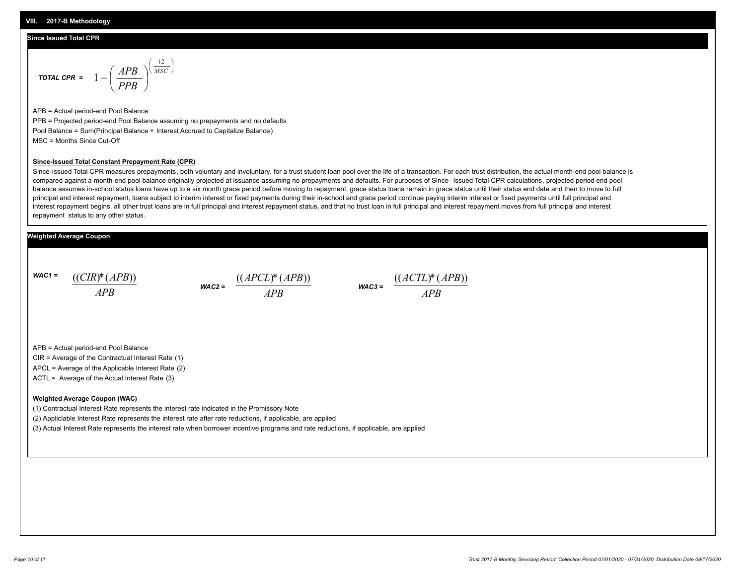## VIII. 2017-B Methodology

### Since Issued Total CPR

***TOTAL CPR =*** $$1 - \left( \frac{APB}{PPB} \right)^{\left( \frac{12}{MSC} \right)}$$

APB = Actual period-end Pool Balance

PPB = Projected period-end Pool Balance assuming no prepayments and no defaults

Pool Balance = Sum(Principal Balance + Interest Accrued to Capitalize Balance)

MSC = Months Since Cut-Off

**Since-Issued Total Constant Prepayment Rate (CPR)**

Since-Issued Total CPR measures prepayments, both voluntary and involuntary, for a trust student loan pool over the life of a transaction. For each trust distribution, the actual month-end pool balance is compared against a month-end pool balance originally projected at issuance assuming no prepayments and defaults. For purposes of Since- Issued Total CPR calculations, projected period end pool balance assumes in-school status loans have up to a six month grace period before moving to repayment, grace status loans remain in grace status until their status end date and then to move to full principal and interest repayment, loans subject to interim interest or fixed payments during their in-school and grace period continue paying interim interest or fixed payments until full principal and interest repayment begins, all other trust loans are in full principal and interest repayment status, and that no trust loan in full principal and interest repayment moves from full principal and interest repayment status to any other status.

### Weighted Average Coupon

***WAC1 =*** $$\frac{((CIR)*(APB))}{APB}$$

***WAC2 =*** $$\frac{((APCL)*(APB))}{APB}$$

***WAC3 =*** $$\frac{((ACTL)*(APB))}{APB}$$

APB = Actual period-end Pool Balance

CIR = Average of the Contractual Interest Rate (1)

APCL = Average of the Applicable Interest Rate (2)

ACTL = Average of the Actual Interest Rate (3)

**Weighted Average Coupon (WAC)**

(1) Contractual Interest Rate represents the interest rate indicated in the Promissory Note

(2) Appliclable Interest Rate represents the interest rate after rate reductions, if applicable, are applied

(3) Actual Interest Rate represents the interest rate when borrower incentive programs and rate reductions, if applicable, are applied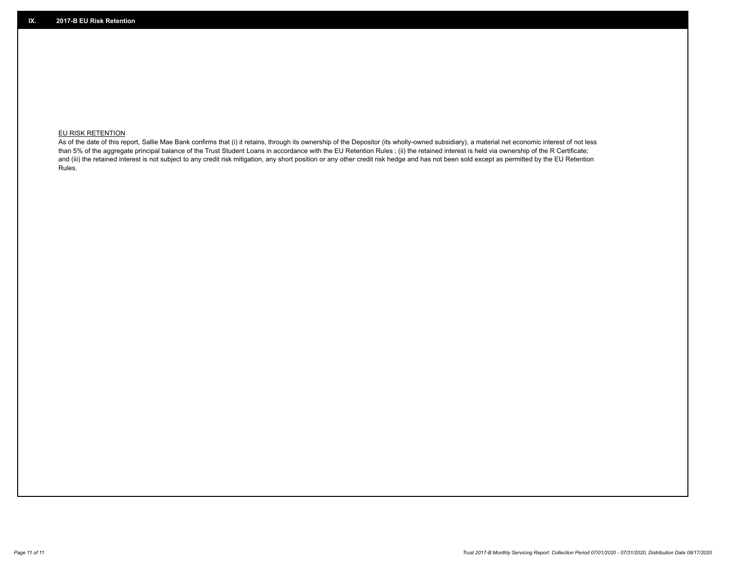## IX. 2017-B EU Risk Retention

EU RISK RETENTION

As of the date of this report, Sallie Mae Bank confirms that (i) it retains, through its ownership of the Depositor (its wholly-owned subsidiary), a material net economic interest of not less than 5% of the aggregate principal balance of the Trust Student Loans in accordance with the EU Retention Rules ; (ii) the retained interest is held via ownership of the R Certificate; and (iii) the retained interest is not subject to any credit risk mitigation, any short position or any other credit risk hedge and has not been sold except as permitted by the EU Retention Rules.